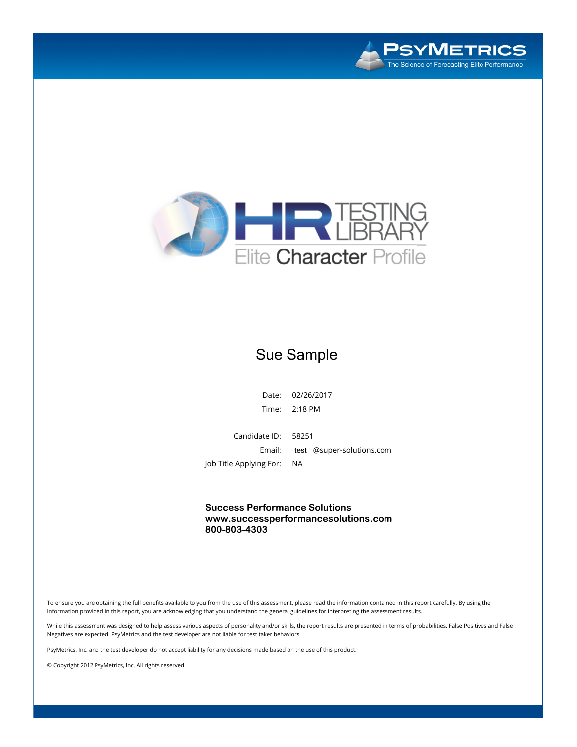PsyMetrics
The Science of Forecasting Elite Performance

# HR Testing Library

## Elite Character Profile

## Sue Sample

Date: 02/26/2017
Time: 2:18 PM

Candidate ID: 58251
Email: test @super-solutions.com
Job Title Applying For: NA

**Success Performance Solutions**
**www.successperformancesolutions.com**
**800-803-4303**

To ensure you are obtaining the full benefits available to you from the use of this assessment, please read the information contained in this report carefully. By using the information provided in this report, you are acknowledging that you understand the general guidelines for interpreting the assessment results.

While this assessment was designed to help assess various aspects of personality and/or skills, the report results are presented in terms of probabilities. False Positives and False Negatives are expected. PsyMetrics and the test developer are not liable for test taker behaviors.

PsyMetrics, Inc. and the test developer do not accept liability for any decisions made based on the use of this product.

© Copyright 2012 PsyMetrics, Inc. All rights reserved.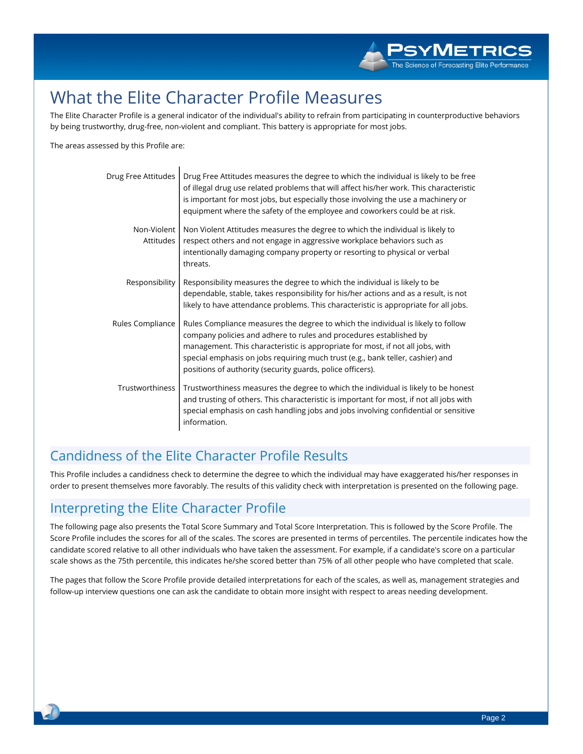# What the Elite Character Profile Measures

The Elite Character Profile is a general indicator of the individual's ability to refrain from participating in counterproductive behaviors by being trustworthy, drug-free, non-violent and compliant. This battery is appropriate for most jobs.

The areas assessed by this Profile are:

| | |
|---|---|
| Drug Free Attitudes | Drug Free Attitudes measures the degree to which the individual is likely to be free of illegal drug use related problems that will affect his/her work. This characteristic is important for most jobs, but especially those involving the use a machinery or equipment where the safety of the employee and coworkers could be at risk. |
| Non-Violent Attitudes | Non Violent Attitudes measures the degree to which the individual is likely to respect others and not engage in aggressive workplace behaviors such as intentionally damaging company property or resorting to physical or verbal threats. |
| Responsibility | Responsibility measures the degree to which the individual is likely to be dependable, stable, takes responsibility for his/her actions and as a result, is not likely to have attendance problems. This characteristic is appropriate for all jobs. |
| Rules Compliance | Rules Compliance measures the degree to which the individual is likely to follow company policies and adhere to rules and procedures established by management. This characteristic is appropriate for most, if not all jobs, with special emphasis on jobs requiring much trust (e.g., bank teller, cashier) and positions of authority (security guards, police officers). |
| Trustworthiness | Trustworthiness measures the degree to which the individual is likely to be honest and trusting of others. This characteristic is important for most, if not all jobs with special emphasis on cash handling jobs and jobs involving confidential or sensitive information. |

## Candidness of the Elite Character Profile Results

This Profile includes a candidness check to determine the degree to which the individual may have exaggerated his/her responses in order to present themselves more favorably. The results of this validity check with interpretation is presented on the following page.

## Interpreting the Elite Character Profile

The following page also presents the Total Score Summary and Total Score Interpretation. This is followed by the Score Profile. The Score Profile includes the scores for all of the scales. The scores are presented in terms of percentiles. The percentile indicates how the candidate scored relative to all other individuals who have taken the assessment. For example, if a candidate's score on a particular scale shows as the 75th percentile, this indicates he/she scored better than 75% of all other people who have completed that scale.

The pages that follow the Score Profile provide detailed interpretations for each of the scales, as well as, management strategies and follow-up interview questions one can ask the candidate to obtain more insight with respect to areas needing development.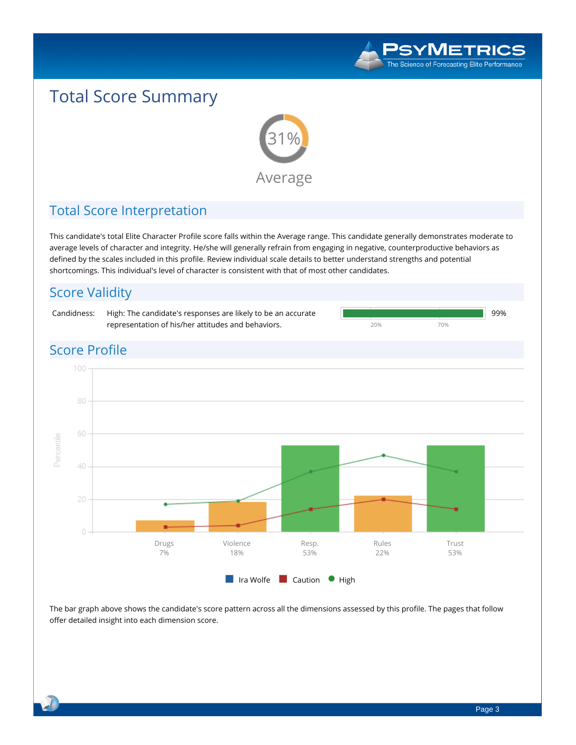# Total Score Summary

31%

Average

## Total Score Interpretation

This candidate's total Elite Character Profile score falls within the Average range. This candidate generally demonstrates moderate to average levels of character and integrity. He/she will generally refrain from engaging in negative, counterproductive behaviors as defined by the scales included in this profile. Review individual scale details to better understand strengths and potential shortcomings. This individual's level of character is consistent with that of most other candidates.

## Score Validity

| Candidness: | High: The candidate's responses are likely to be an accurate representation of his/her attitudes and behaviors. | 99% |
|---|---|---|

## Score Profile

| Scale | Percentile |
|---|---|
| Drugs | 7% |
| Violence | 18% |
| Resp. | 53% |
| Rules | 22% |
| Trust | 53% |

Ira Wolfe · Caution · High

The bar graph above shows the candidate's score pattern across all the dimensions assessed by this profile. The pages that follow offer detailed insight into each dimension score.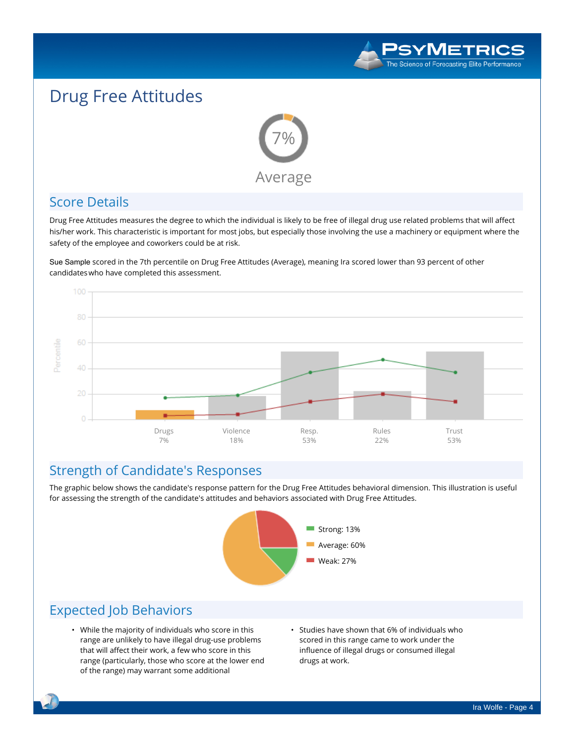# Drug Free Attitudes

7%

Average

## Score Details

Drug Free Attitudes measures the degree to which the individual is likely to be free of illegal drug use related problems that will affect his/her work. This characteristic is important for most jobs, but especially those involving the use a machinery or equipment where the safety of the employee and coworkers could be at risk.

Sue Sample scored in the 7th percentile on Drug Free Attitudes (Average), meaning Ira scored lower than 93 percent of other candidates who have completed this assessment.

| Drugs | Violence | Resp. | Rules | Trust |
|---|---|---|---|---|
| 7% | 18% | 53% | 22% | 53% |

## Strength of Candidate's Responses

The graphic below shows the candidate's response pattern for the Drug Free Attitudes behavioral dimension. This illustration is useful for assessing the strength of the candidate's attitudes and behaviors associated with Drug Free Attitudes.

- Strong: 13%
- Average: 60%
- Weak: 27%

## Expected Job Behaviors

- While the majority of individuals who score in this range are unlikely to have illegal drug-use problems that will affect their work, a few who score in this range (particularly, those who score at the lower end of the range) may warrant some additional
- Studies have shown that 6% of individuals who scored in this range came to work under the influence of illegal drugs or consumed illegal drugs at work.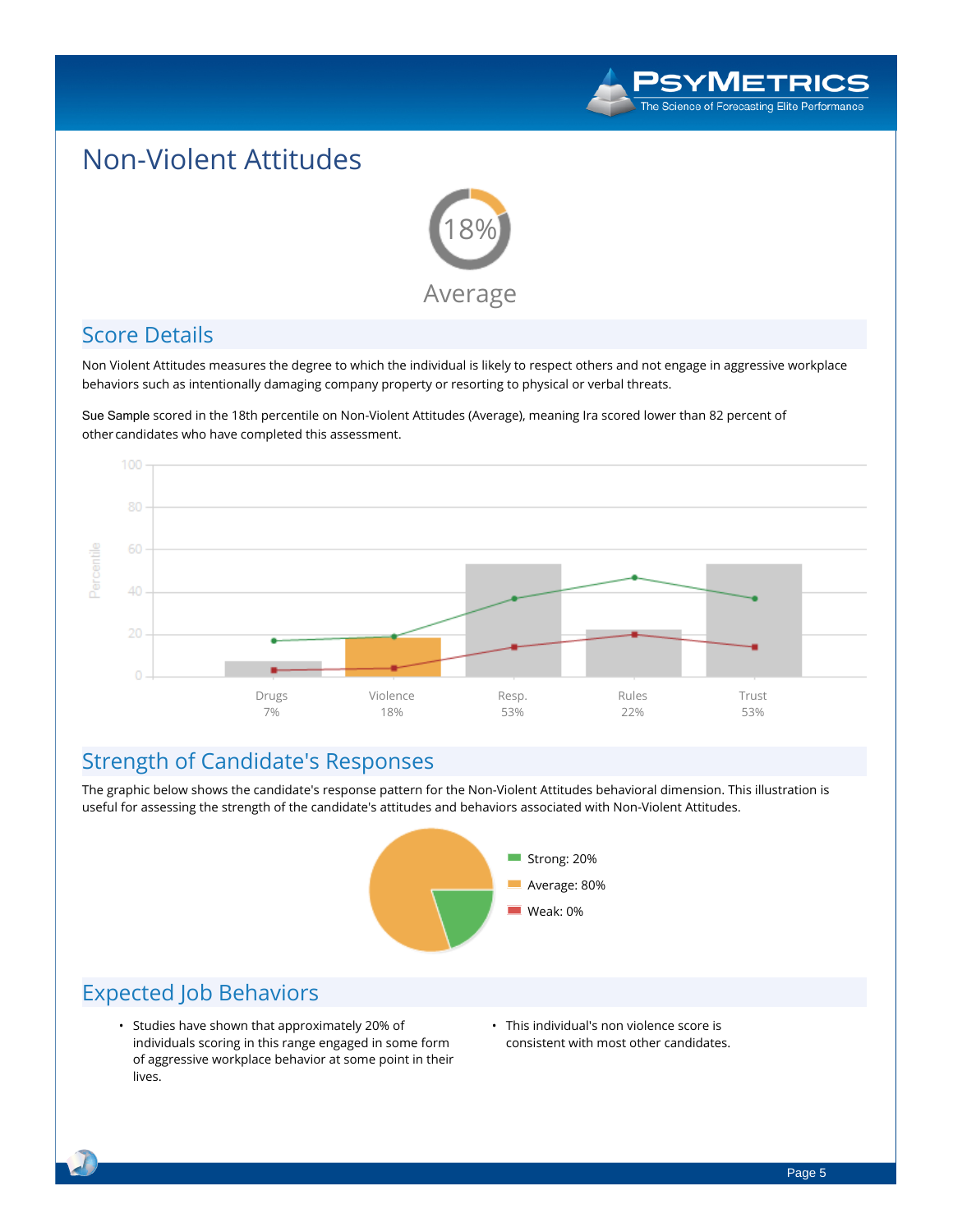# Non-Violent Attitudes

18%

Average

## Score Details

Non Violent Attitudes measures the degree to which the individual is likely to respect others and not engage in aggressive workplace behaviors such as intentionally damaging company property or resorting to physical or verbal threats.

Sue Sample scored in the 18th percentile on Non-Violent Attitudes (Average), meaning Ira scored lower than 82 percent of other candidates who have completed this assessment.

| Drugs | Violence | Resp. | Rules | Trust |
|---|---|---|---|---|
| 7% | 18% | 53% | 22% | 53% |

## Strength of Candidate's Responses

The graphic below shows the candidate's response pattern for the Non-Violent Attitudes behavioral dimension. This illustration is useful for assessing the strength of the candidate's attitudes and behaviors associated with Non-Violent Attitudes.

- Strong: 20%
- Average: 80%
- Weak: 0%

## Expected Job Behaviors

- Studies have shown that approximately 20% of individuals scoring in this range engaged in some form of aggressive workplace behavior at some point in their lives.
- This individual's non violence score is consistent with most other candidates.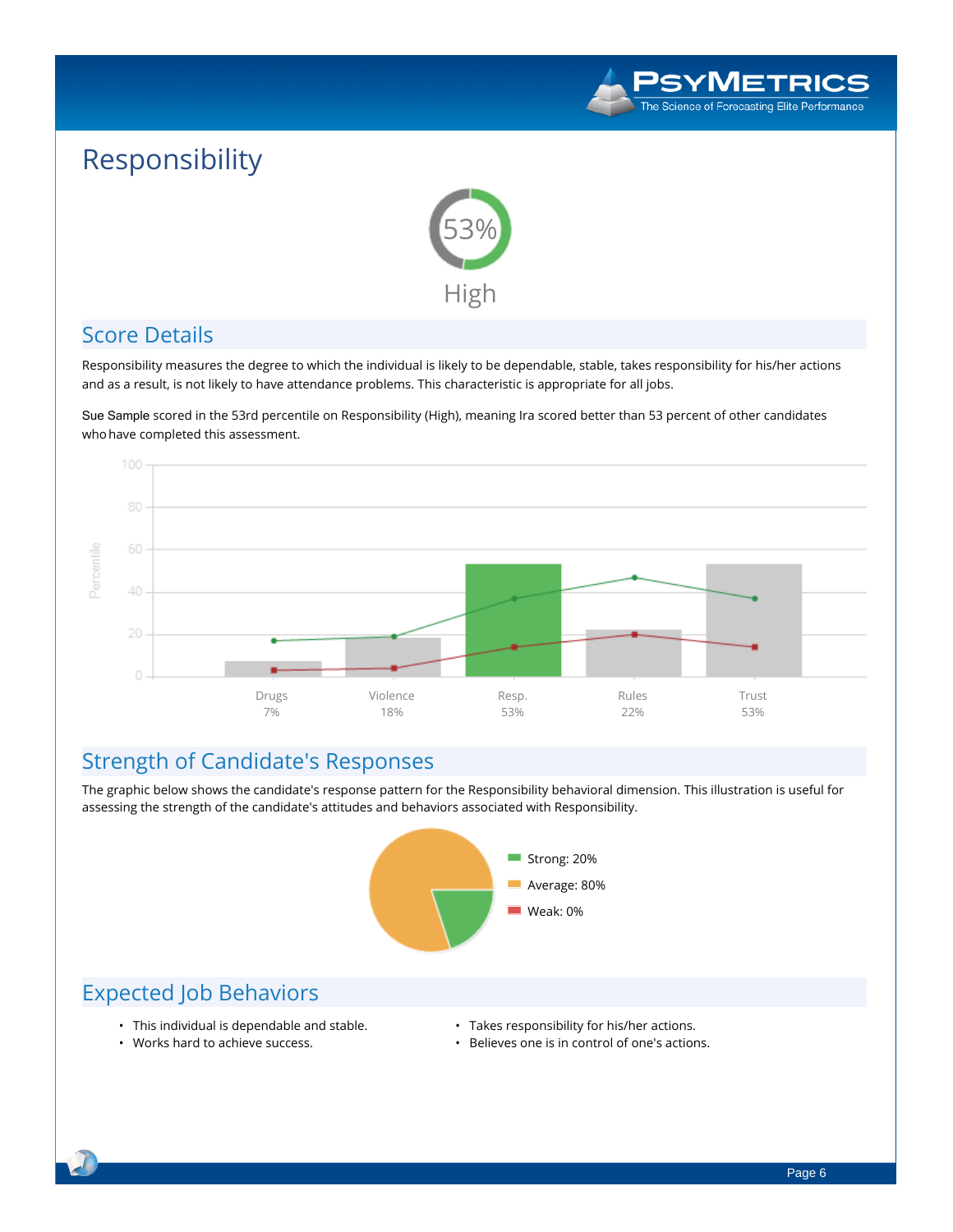# Responsibility

53%

High

## Score Details

Responsibility measures the degree to which the individual is likely to be dependable, stable, takes responsibility for his/her actions and as a result, is not likely to have attendance problems. This characteristic is appropriate for all jobs.

Sue Sample scored in the 53rd percentile on Responsibility (High), meaning Ira scored better than 53 percent of other candidates who have completed this assessment.

| Drugs | Violence | Resp. | Rules | Trust |
|---|---|---|---|---|
| 7% | 18% | 53% | 22% | 53% |

## Strength of Candidate's Responses

The graphic below shows the candidate's response pattern for the Responsibility behavioral dimension. This illustration is useful for assessing the strength of the candidate's attitudes and behaviors associated with Responsibility.

- Strong: 20%
- Average: 80%
- Weak: 0%

## Expected Job Behaviors

- This individual is dependable and stable.
- Works hard to achieve success.
- Takes responsibility for his/her actions.
- Believes one is in control of one's actions.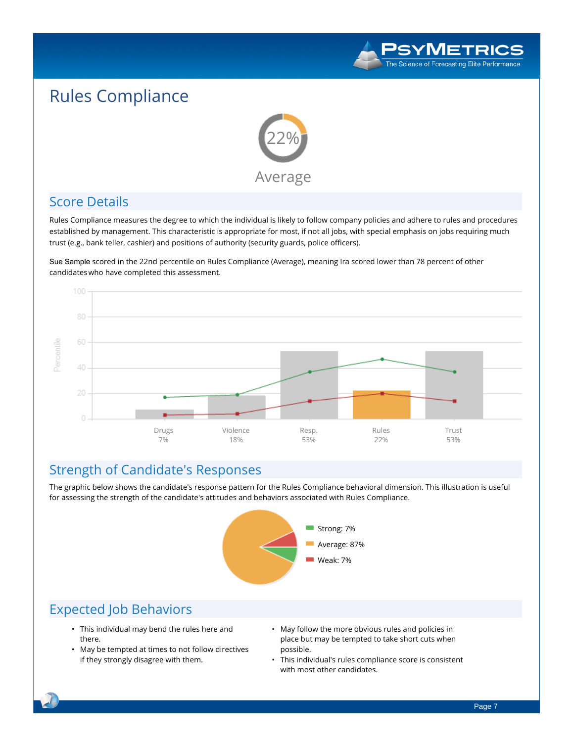# Rules Compliance

22%

Average

## Score Details

Rules Compliance measures the degree to which the individual is likely to follow company policies and adhere to rules and procedures established by management. This characteristic is appropriate for most, if not all jobs, with special emphasis on jobs requiring much trust (e.g., bank teller, cashier) and positions of authority (security guards, police officers).

Sue Sample scored in the 22nd percentile on Rules Compliance (Average), meaning Ira scored lower than 78 percent of other candidates who have completed this assessment.

| Drugs | Violence | Resp. | Rules | Trust |
|---|---|---|---|---|
| 7% | 18% | 53% | 22% | 53% |

## Strength of Candidate's Responses

The graphic below shows the candidate's response pattern for the Rules Compliance behavioral dimension. This illustration is useful for assessing the strength of the candidate's attitudes and behaviors associated with Rules Compliance.

- Strong: 7%
- Average: 87%
- Weak: 7%

## Expected Job Behaviors

- This individual may bend the rules here and there.
- May be tempted at times to not follow directives if they strongly disagree with them.
- May follow the more obvious rules and policies in place but may be tempted to take short cuts when possible.
- This individual's rules compliance score is consistent with most other candidates.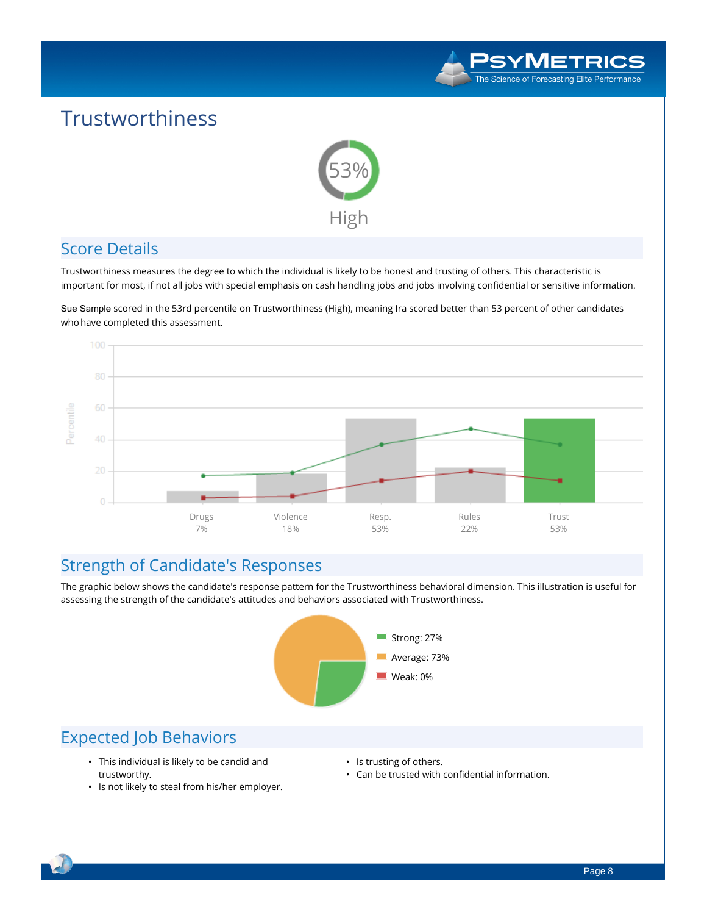# Trustworthiness

53%

High

## Score Details

Trustworthiness measures the degree to which the individual is likely to be honest and trusting of others. This characteristic is important for most, if not all jobs with special emphasis on cash handling jobs and jobs involving confidential or sensitive information.

Sue Sample scored in the 53rd percentile on Trustworthiness (High), meaning Ira scored better than 53 percent of other candidates who have completed this assessment.

| Drugs | Violence | Resp. | Rules | Trust |
|---|---|---|---|---|
| 7% | 18% | 53% | 22% | 53% |

## Strength of Candidate's Responses

The graphic below shows the candidate's response pattern for the Trustworthiness behavioral dimension. This illustration is useful for assessing the strength of the candidate's attitudes and behaviors associated with Trustworthiness.

- Strong: 27%
- Average: 73%
- Weak: 0%

## Expected Job Behaviors

- This individual is likely to be candid and trustworthy.
- Is not likely to steal from his/her employer.
- Is trusting of others.
- Can be trusted with confidential information.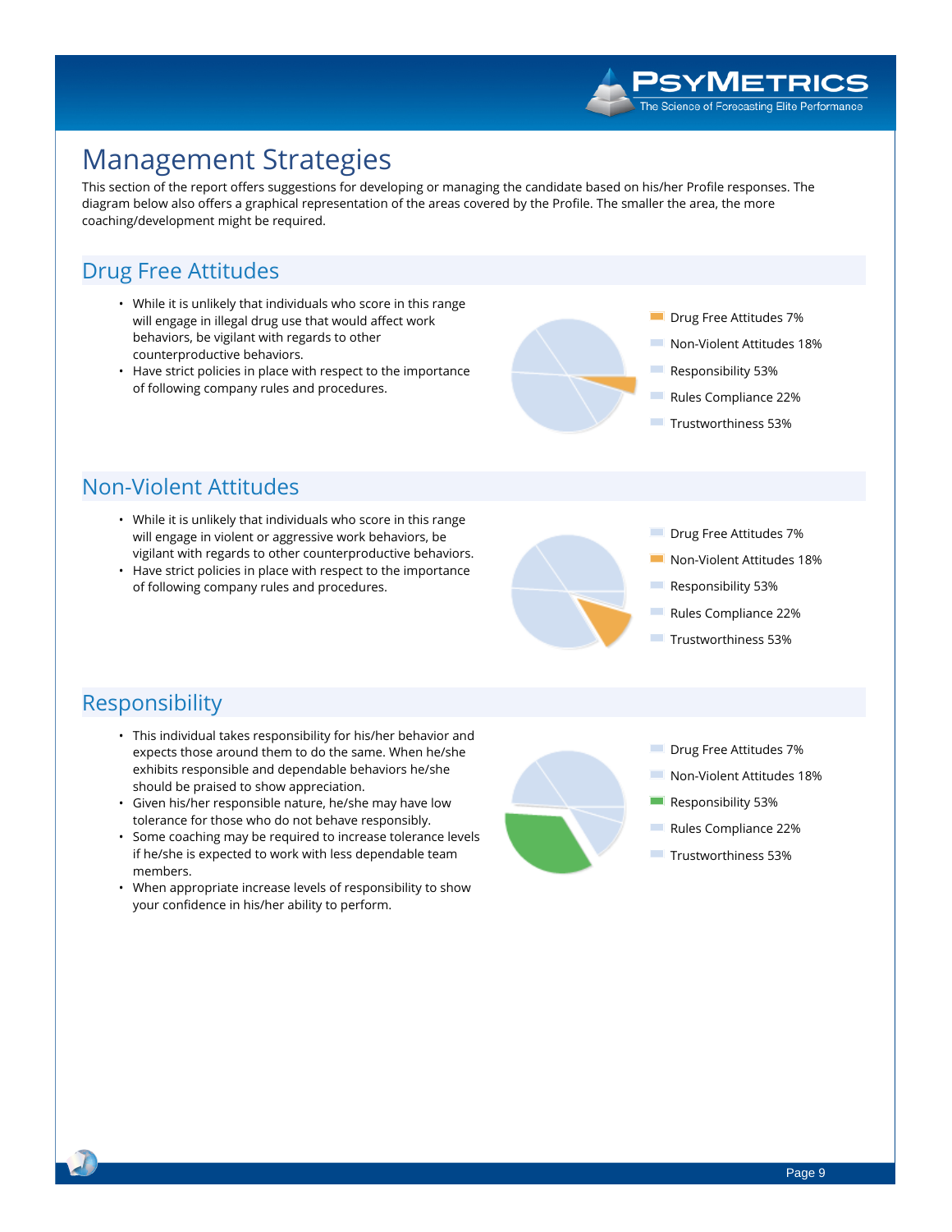# Management Strategies

This section of the report offers suggestions for developing or managing the candidate based on his/her Profile responses. The diagram below also offers a graphical representation of the areas covered by the Profile. The smaller the area, the more coaching/development might be required.

## Drug Free Attitudes

- While it is unlikely that individuals who score in this range will engage in illegal drug use that would affect work behaviors, be vigilant with regards to other counterproductive behaviors.
- Have strict policies in place with respect to the importance of following company rules and procedures.

Drug Free Attitudes 7%
Non-Violent Attitudes 18%
Responsibility 53%
Rules Compliance 22%
Trustworthiness 53%

## Non-Violent Attitudes

- While it is unlikely that individuals who score in this range will engage in violent or aggressive work behaviors, be vigilant with regards to other counterproductive behaviors.
- Have strict policies in place with respect to the importance of following company rules and procedures.

Drug Free Attitudes 7%
Non-Violent Attitudes 18%
Responsibility 53%
Rules Compliance 22%
Trustworthiness 53%

## Responsibility

- This individual takes responsibility for his/her behavior and expects those around them to do the same. When he/she exhibits responsible and dependable behaviors he/she should be praised to show appreciation.
- Given his/her responsible nature, he/she may have low tolerance for those who do not behave responsibly.
- Some coaching may be required to increase tolerance levels if he/she is expected to work with less dependable team members.
- When appropriate increase levels of responsibility to show your confidence in his/her ability to perform.

Drug Free Attitudes 7%
Non-Violent Attitudes 18%
Responsibility 53%
Rules Compliance 22%
Trustworthiness 53%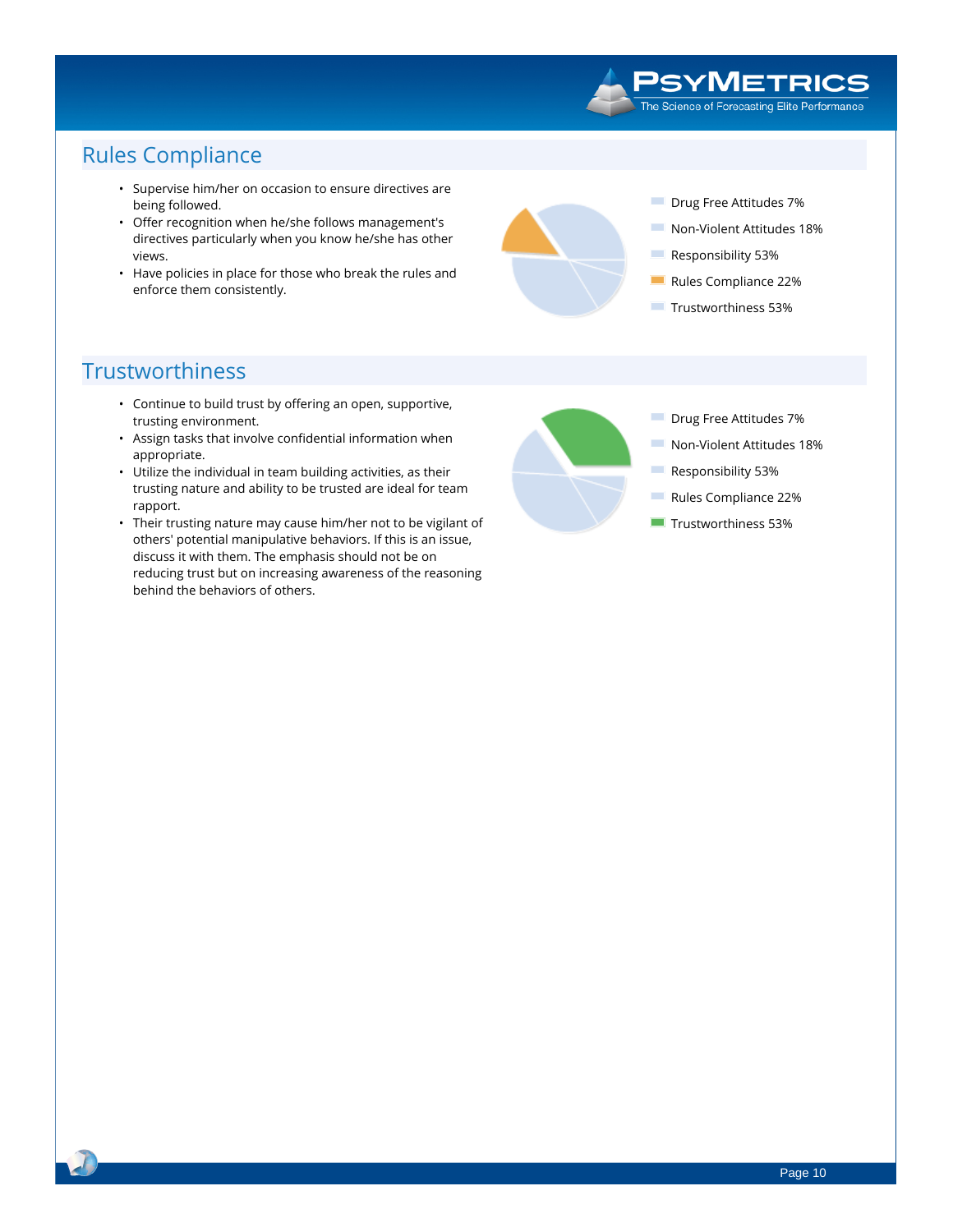## Rules Compliance

- Supervise him/her on occasion to ensure directives are being followed.
- Offer recognition when he/she follows management's directives particularly when you know he/she has other views.
- Have policies in place for those who break the rules and enforce them consistently.

- Drug Free Attitudes 7%
- Non-Violent Attitudes 18%
- Responsibility 53%
- Rules Compliance 22%
- Trustworthiness 53%

## Trustworthiness

- Continue to build trust by offering an open, supportive, trusting environment.
- Assign tasks that involve confidential information when appropriate.
- Utilize the individual in team building activities, as their trusting nature and ability to be trusted are ideal for team rapport.
- Their trusting nature may cause him/her not to be vigilant of others' potential manipulative behaviors. If this is an issue, discuss it with them. The emphasis should not be on reducing trust but on increasing awareness of the reasoning behind the behaviors of others.

- Drug Free Attitudes 7%
- Non-Violent Attitudes 18%
- Responsibility 53%
- Rules Compliance 22%
- Trustworthiness 53%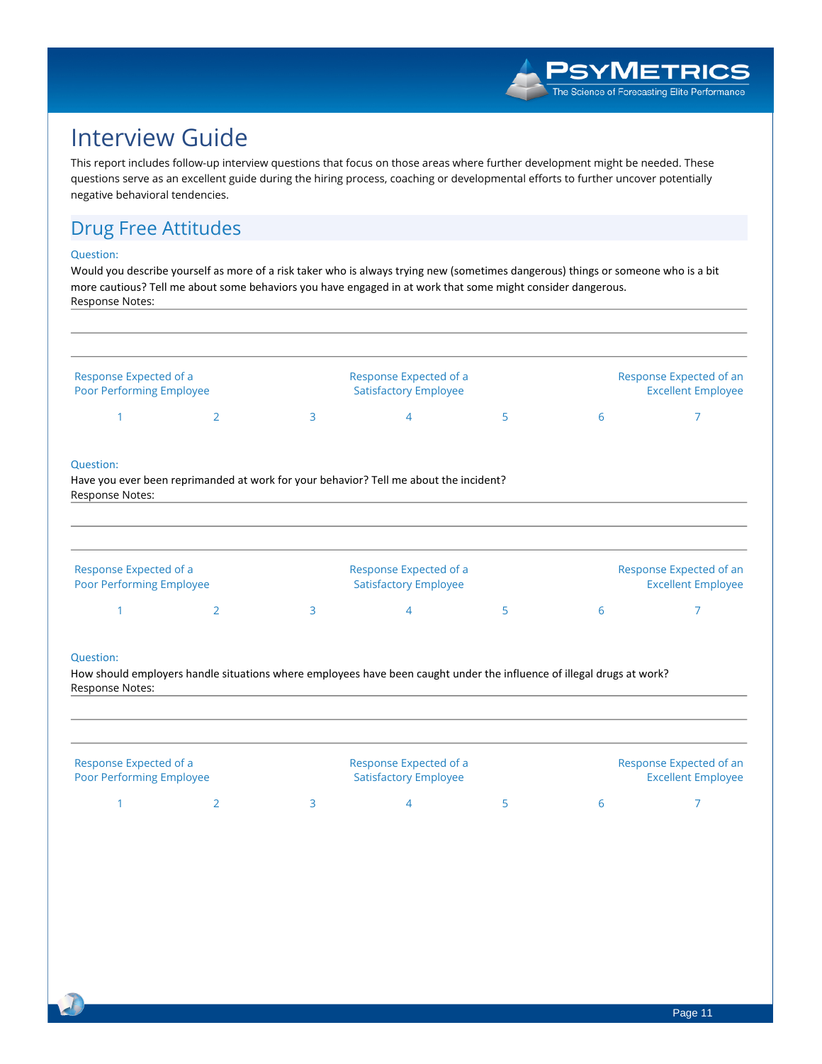# Interview Guide

This report includes follow-up interview questions that focus on those areas where further development might be needed. These questions serve as an excellent guide during the hiring process, coaching or developmental efforts to further uncover potentially negative behavioral tendencies.

## Drug Free Attitudes

Question:

Would you describe yourself as more of a risk taker who is always trying new (sometimes dangerous) things or someone who is a bit more cautious? Tell me about some behaviors you have engaged in at work that some might consider dangerous.

Response Notes:

| Response Expected of a Poor Performing Employee | | | Response Expected of a Satisfactory Employee | | | Response Expected of an Excellent Employee |
|---|---|---|---|---|---|---|
| 1 | 2 | 3 | 4 | 5 | 6 | 7 |

Question:

Have you ever been reprimanded at work for your behavior? Tell me about the incident?

Response Notes:

| Response Expected of a Poor Performing Employee | | | Response Expected of a Satisfactory Employee | | | Response Expected of an Excellent Employee |
|---|---|---|---|---|---|---|
| 1 | 2 | 3 | 4 | 5 | 6 | 7 |

Question:

How should employers handle situations where employees have been caught under the influence of illegal drugs at work?

Response Notes:

| Response Expected of a Poor Performing Employee | | | Response Expected of a Satisfactory Employee | | | Response Expected of an Excellent Employee |
|---|---|---|---|---|---|---|
| 1 | 2 | 3 | 4 | 5 | 6 | 7 |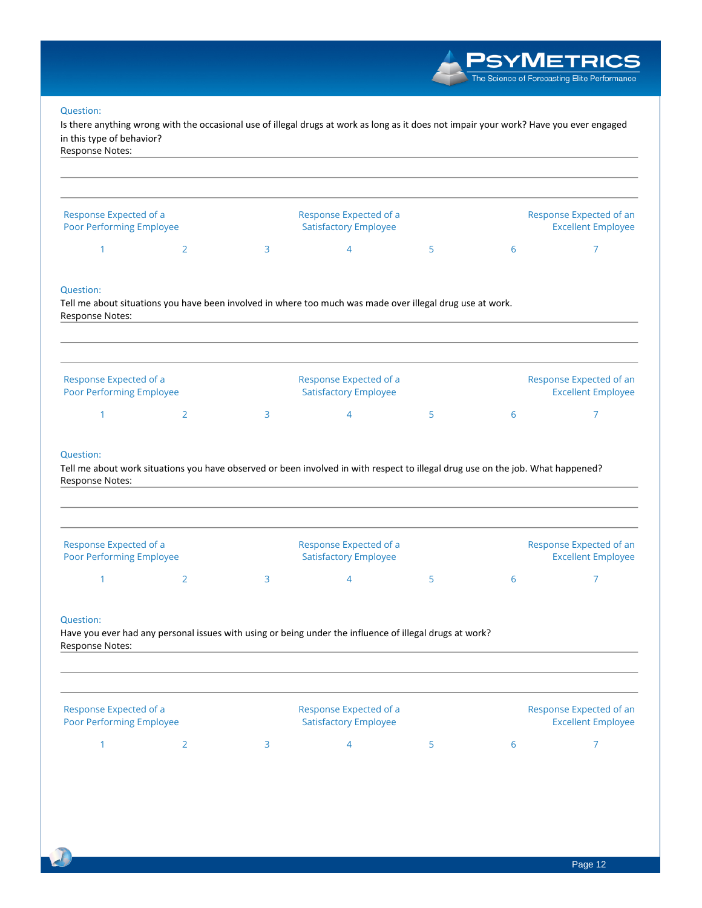Question:

Is there anything wrong with the occasional use of illegal drugs at work as long as it does not impair your work? Have you ever engaged in this type of behavior?

Response Notes:

| Response Expected of a Poor Performing Employee | | | Response Expected of a Satisfactory Employee | | | Response Expected of an Excellent Employee |
|---|---|---|---|---|---|---|
| 1 | 2 | 3 | 4 | 5 | 6 | 7 |

Question:

Tell me about situations you have been involved in where too much was made over illegal drug use at work.

Response Notes:

| Response Expected of a Poor Performing Employee | | | Response Expected of a Satisfactory Employee | | | Response Expected of an Excellent Employee |
|---|---|---|---|---|---|---|
| 1 | 2 | 3 | 4 | 5 | 6 | 7 |

Question:

Tell me about work situations you have observed or been involved in with respect to illegal drug use on the job. What happened?

Response Notes:

| Response Expected of a Poor Performing Employee | | | Response Expected of a Satisfactory Employee | | | Response Expected of an Excellent Employee |
|---|---|---|---|---|---|---|
| 1 | 2 | 3 | 4 | 5 | 6 | 7 |

Question:

Have you ever had any personal issues with using or being under the influence of illegal drugs at work?

Response Notes:

| Response Expected of a Poor Performing Employee | | | Response Expected of a Satisfactory Employee | | | Response Expected of an Excellent Employee |
|---|---|---|---|---|---|---|
| 1 | 2 | 3 | 4 | 5 | 6 | 7 |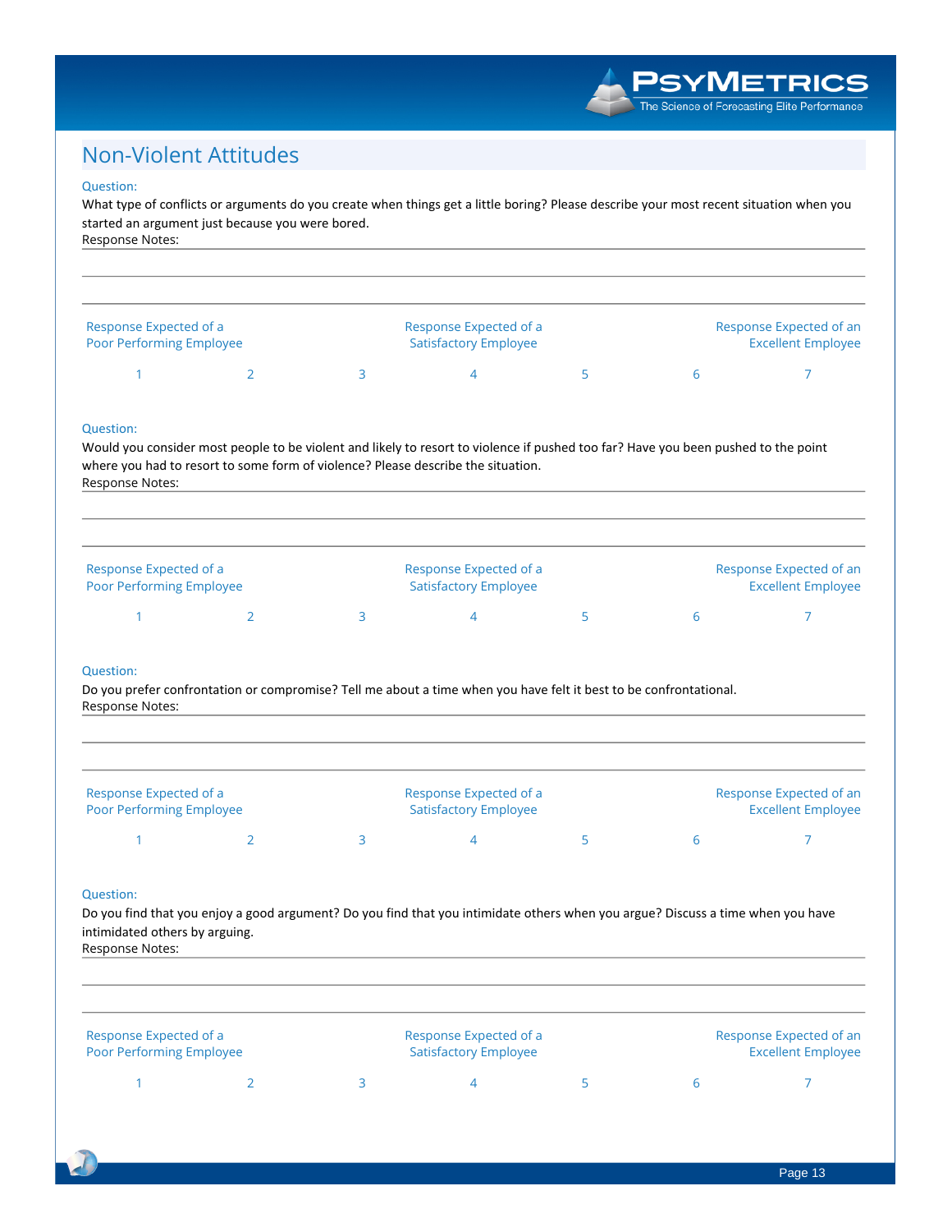## Non-Violent Attitudes

Question:

What type of conflicts or arguments do you create when things get a little boring? Please describe your most recent situation when you started an argument just because you were bored.

Response Notes:

| Response Expected of a Poor Performing Employee | | | Response Expected of a Satisfactory Employee | | | Response Expected of an Excellent Employee |
|---|---|---|---|---|---|---|
| 1 | 2 | 3 | 4 | 5 | 6 | 7 |

Question:

Would you consider most people to be violent and likely to resort to violence if pushed too far? Have you been pushed to the point where you had to resort to some form of violence? Please describe the situation.

Response Notes:

| Response Expected of a Poor Performing Employee | | | Response Expected of a Satisfactory Employee | | | Response Expected of an Excellent Employee |
|---|---|---|---|---|---|---|
| 1 | 2 | 3 | 4 | 5 | 6 | 7 |

Question:

Do you prefer confrontation or compromise? Tell me about a time when you have felt it best to be confrontational.

Response Notes:

| Response Expected of a Poor Performing Employee | | | Response Expected of a Satisfactory Employee | | | Response Expected of an Excellent Employee |
|---|---|---|---|---|---|---|
| 1 | 2 | 3 | 4 | 5 | 6 | 7 |

Question:

Do you find that you enjoy a good argument? Do you find that you intimidate others when you argue? Discuss a time when you have intimidated others by arguing.

Response Notes:

| Response Expected of a Poor Performing Employee | | | Response Expected of a Satisfactory Employee | | | Response Expected of an Excellent Employee |
|---|---|---|---|---|---|---|
| 1 | 2 | 3 | 4 | 5 | 6 | 7 |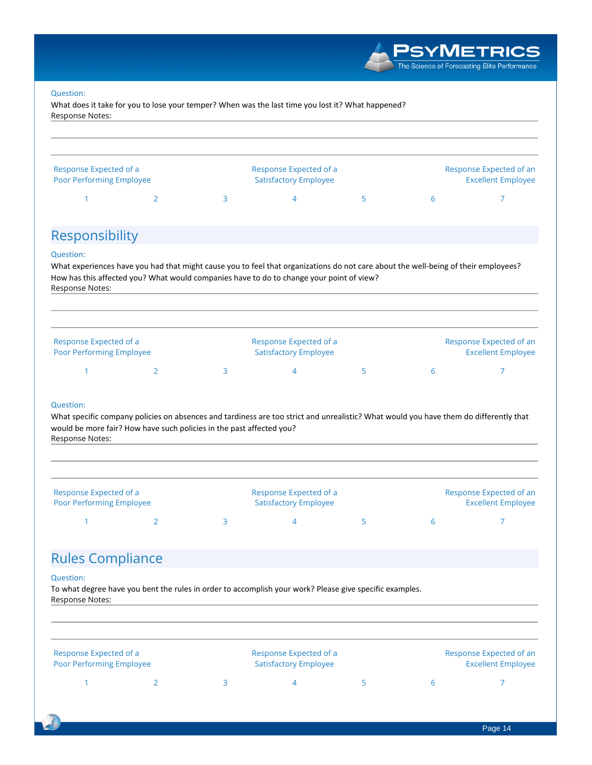Question:

What does it take for you to lose your temper? When was the last time you lost it? What happened?

Response Notes:

| Response Expected of a Poor Performing Employee | | | Response Expected of a Satisfactory Employee | | | Response Expected of an Excellent Employee |
|---|---|---|---|---|---|---|
| 1 | 2 | 3 | 4 | 5 | 6 | 7 |

## Responsibility

Question:

What experiences have you had that might cause you to feel that organizations do not care about the well-being of their employees? How has this affected you? What would companies have to do to change your point of view?

Response Notes:

| Response Expected of a Poor Performing Employee | | | Response Expected of a Satisfactory Employee | | | Response Expected of an Excellent Employee |
|---|---|---|---|---|---|---|
| 1 | 2 | 3 | 4 | 5 | 6 | 7 |

Question:

What specific company policies on absences and tardiness are too strict and unrealistic? What would you have them do differently that would be more fair? How have such policies in the past affected you?

Response Notes:

| Response Expected of a Poor Performing Employee | | | Response Expected of a Satisfactory Employee | | | Response Expected of an Excellent Employee |
|---|---|---|---|---|---|---|
| 1 | 2 | 3 | 4 | 5 | 6 | 7 |

## Rules Compliance

Question:

To what degree have you bent the rules in order to accomplish your work? Please give specific examples.

Response Notes:

| Response Expected of a Poor Performing Employee | | | Response Expected of a Satisfactory Employee | | | Response Expected of an Excellent Employee |
|---|---|---|---|---|---|---|
| 1 | 2 | 3 | 4 | 5 | 6 | 7 |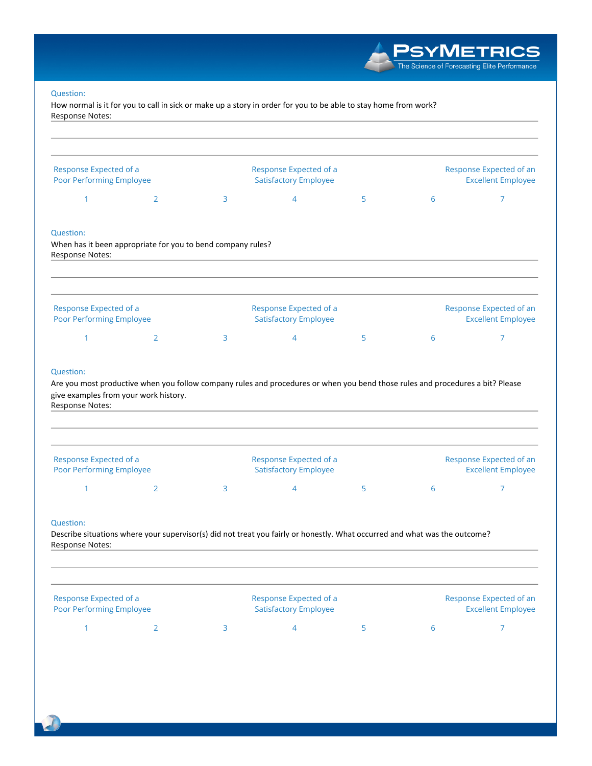Question:
How normal is it for you to call in sick or make up a story in order for you to be able to stay home from work?
Response Notes:

---

---

---

| Response Expected of a Poor Performing Employee | | | Response Expected of a Satisfactory Employee | | | Response Expected of an Excellent Employee |
|---|---|---|---|---|---|---|
| 1 | 2 | 3 | 4 | 5 | 6 | 7 |

Question:
When has it been appropriate for you to bend company rules?
Response Notes:

---

---

---

| Response Expected of a Poor Performing Employee | | | Response Expected of a Satisfactory Employee | | | Response Expected of an Excellent Employee |
|---|---|---|---|---|---|---|
| 1 | 2 | 3 | 4 | 5 | 6 | 7 |

Question:
Are you most productive when you follow company rules and procedures or when you bend those rules and procedures a bit? Please give examples from your work history.
Response Notes:

---

---

---

| Response Expected of a Poor Performing Employee | | | Response Expected of a Satisfactory Employee | | | Response Expected of an Excellent Employee |
|---|---|---|---|---|---|---|
| 1 | 2 | 3 | 4 | 5 | 6 | 7 |

Question:
Describe situations where your supervisor(s) did not treat you fairly or honestly. What occurred and what was the outcome?
Response Notes:

---

---

---

| Response Expected of a Poor Performing Employee | | | Response Expected of a Satisfactory Employee | | | Response Expected of an Excellent Employee |
|---|---|---|---|---|---|---|
| 1 | 2 | 3 | 4 | 5 | 6 | 7 |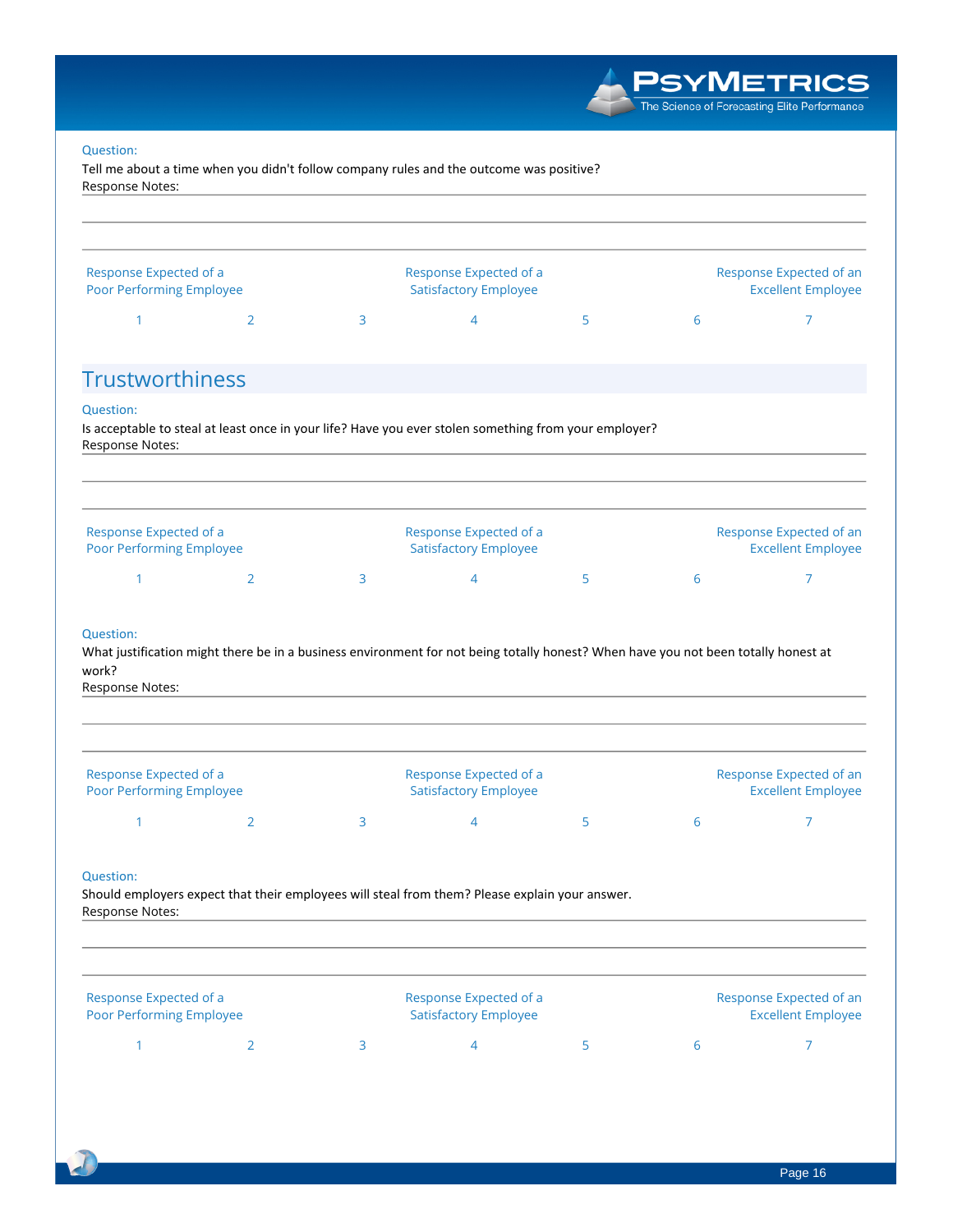Question:
Tell me about a time when you didn't follow company rules and the outcome was positive?
Response Notes:

| Response Expected of a Poor Performing Employee | | | Response Expected of a Satisfactory Employee | | | Response Expected of an Excellent Employee |
|---|---|---|---|---|---|---|
| 1 | 2 | 3 | 4 | 5 | 6 | 7 |

## Trustworthiness

Question:
Is acceptable to steal at least once in your life? Have you ever stolen something from your employer?
Response Notes:

| Response Expected of a Poor Performing Employee | | | Response Expected of a Satisfactory Employee | | | Response Expected of an Excellent Employee |
|---|---|---|---|---|---|---|
| 1 | 2 | 3 | 4 | 5 | 6 | 7 |

Question:
What justification might there be in a business environment for not being totally honest? When have you not been totally honest at work?
Response Notes:

| Response Expected of a Poor Performing Employee | | | Response Expected of a Satisfactory Employee | | | Response Expected of an Excellent Employee |
|---|---|---|---|---|---|---|
| 1 | 2 | 3 | 4 | 5 | 6 | 7 |

Question:
Should employers expect that their employees will steal from them? Please explain your answer.
Response Notes:

| Response Expected of a Poor Performing Employee | | | Response Expected of a Satisfactory Employee | | | Response Expected of an Excellent Employee |
|---|---|---|---|---|---|---|
| 1 | 2 | 3 | 4 | 5 | 6 | 7 |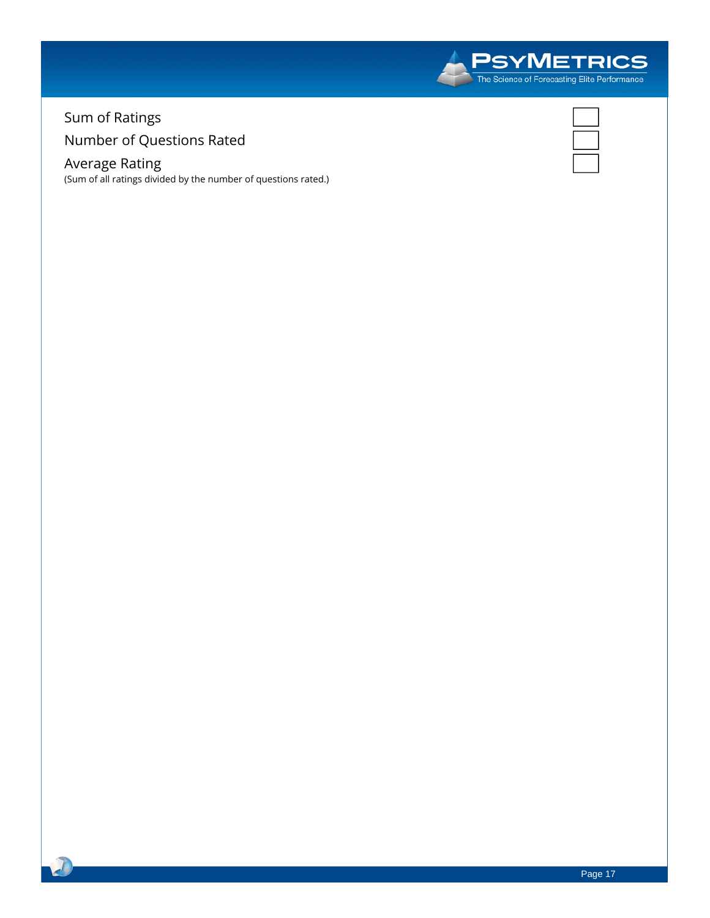Sum of Ratings

Number of Questions Rated

Average Rating
(Sum of all ratings divided by the number of questions rated.)